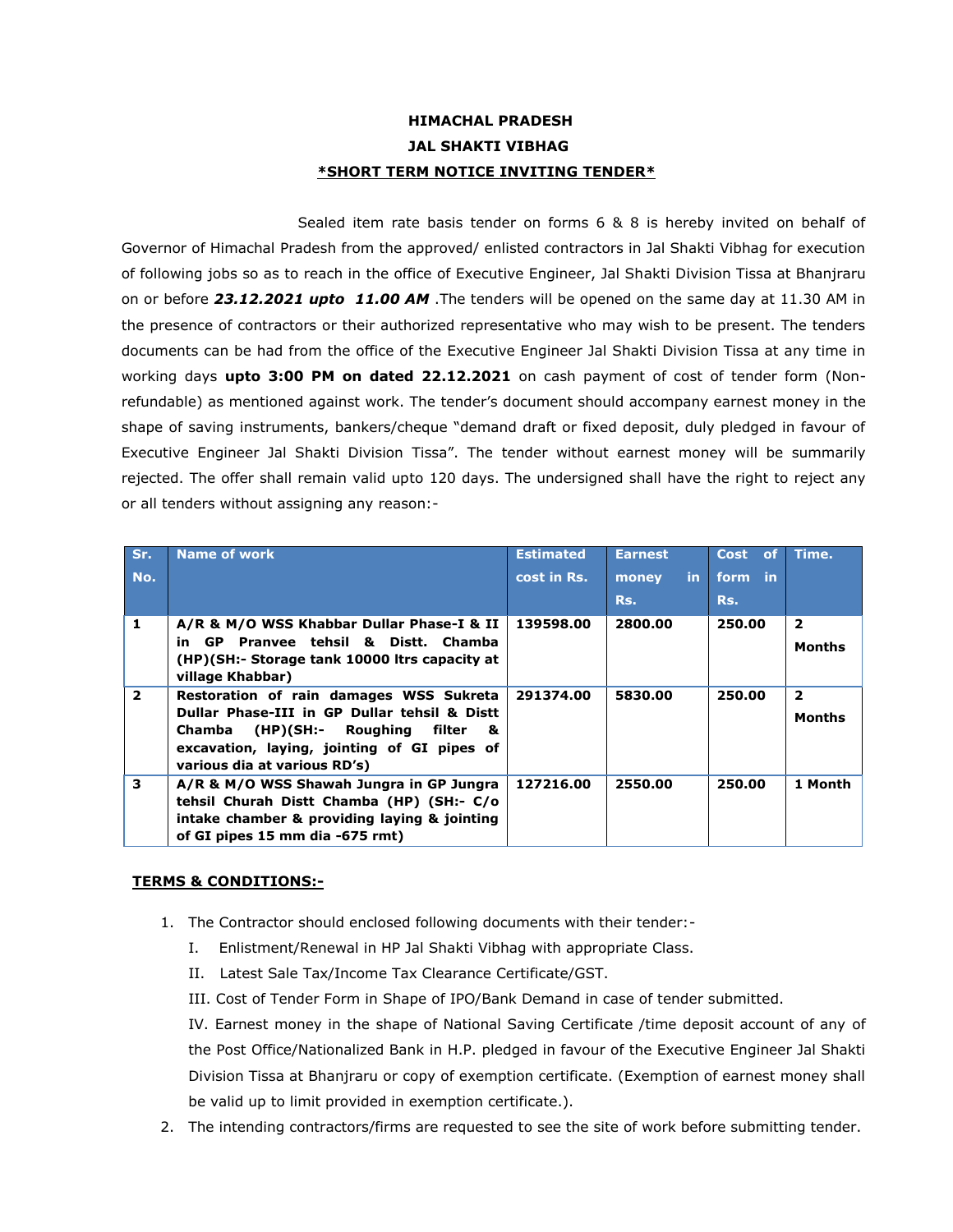**HIMACHAL PRADESH**

**JAL SHAKTI VIBHAG**

***SHORT TERM NOTICE INVITING TENDER***

Sealed item rate basis tender on forms 6 & 8 is hereby invited on behalf of Governor of Himachal Pradesh from the approved/ enlisted contractors in Jal Shakti Vibhag for execution of following jobs so as to reach in the office of Executive Engineer, Jal Shakti Division Tissa at Bhanjraru on or before ***23.12.2021 upto 11.00 AM*** .The tenders will be opened on the same day at 11.30 AM in the presence of contractors or their authorized representative who may wish to be present. The tenders documents can be had from the office of the Executive Engineer Jal Shakti Division Tissa at any time in working days **upto 3:00 PM on dated 22.12.2021** on cash payment of cost of tender form (Non-refundable) as mentioned against work. The tender's document should accompany earnest money in the shape of saving instruments, bankers/cheque "demand draft or fixed deposit, duly pledged in favour of Executive Engineer Jal Shakti Division Tissa". The tender without earnest money will be summarily rejected. The offer shall remain valid upto 120 days. The undersigned shall have the right to reject any or all tenders without assigning any reason:-

| Sr. No. | Name of work | Estimated cost in Rs. | Earnest money in Rs. | Cost of form in Rs. | Time. |
|---|---|---|---|---|---|
| **1** | **A/R & M/O WSS Khabbar Dullar Phase-I & II in GP Pranvee tehsil & Distt. Chamba (HP)(SH:- Storage tank 10000 ltrs capacity at village Khabbar)** | **139598.00** | **2800.00** | **250.00** | **2 Months** |
| **2** | **Restoration of rain damages WSS Sukreta Dullar Phase-III in GP Dullar tehsil & Distt Chamba (HP)(SH:- Roughing filter & excavation, laying, jointing of GI pipes of various dia at various RD's)** | **291374.00** | **5830.00** | **250.00** | **2 Months** |
| **3** | **A/R & M/O WSS Shawah Jungra in GP Jungra tehsil Churah Distt Chamba (HP) (SH:- C/o intake chamber & providing laying & jointing of GI pipes 15 mm dia -675 rmt)** | **127216.00** | **2550.00** | **250.00** | **1 Month** |

**TERMS & CONDITIONS:-**

1. The Contractor should enclosed following documents with their tender:-
   I. Enlistment/Renewal in HP Jal Shakti Vibhag with appropriate Class.
   II. Latest Sale Tax/Income Tax Clearance Certificate/GST.
   III. Cost of Tender Form in Shape of IPO/Bank Demand in case of tender submitted.
   IV. Earnest money in the shape of National Saving Certificate /time deposit account of any of the Post Office/Nationalized Bank in H.P. pledged in favour of the Executive Engineer Jal Shakti Division Tissa at Bhanjraru or copy of exemption certificate. (Exemption of earnest money shall be valid up to limit provided in exemption certificate.).
2. The intending contractors/firms are requested to see the site of work before submitting tender.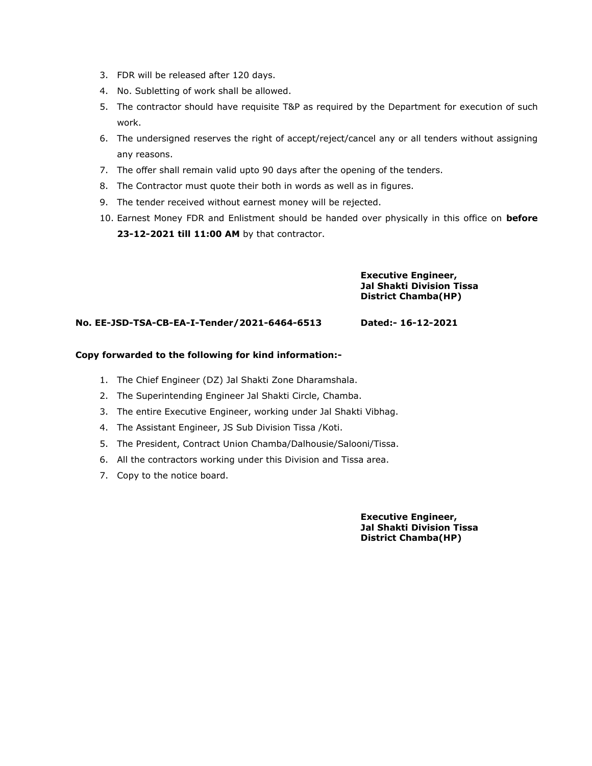3. FDR will be released after 120 days.
4. No. Subletting of work shall be allowed.
5. The contractor should have requisite T&P as required by the Department for execution of such work.
6. The undersigned reserves the right of accept/reject/cancel any or all tenders without assigning any reasons.
7. The offer shall remain valid upto 90 days after the opening of the tenders.
8. The Contractor must quote their both in words as well as in figures.
9. The tender received without earnest money will be rejected.
10. Earnest Money FDR and Enlistment should be handed over physically in this office on **before 23-12-2021 till 11:00 AM** by that contractor.

**Executive Engineer,**
**Jal Shakti Division Tissa**
**District Chamba(HP)**

**No. EE-JSD-TSA-CB-EA-I-Tender/2021-6464-6513** **Dated:- 16-12-2021**

**Copy forwarded to the following for kind information:-**

1. The Chief Engineer (DZ) Jal Shakti Zone Dharamshala.
2. The Superintending Engineer Jal Shakti Circle, Chamba.
3. The entire Executive Engineer, working under Jal Shakti Vibhag.
4. The Assistant Engineer, JS Sub Division Tissa /Koti.
5. The President, Contract Union Chamba/Dalhousie/Salooni/Tissa.
6. All the contractors working under this Division and Tissa area.
7. Copy to the notice board.

**Executive Engineer,**
**Jal Shakti Division Tissa**
**District Chamba(HP)**